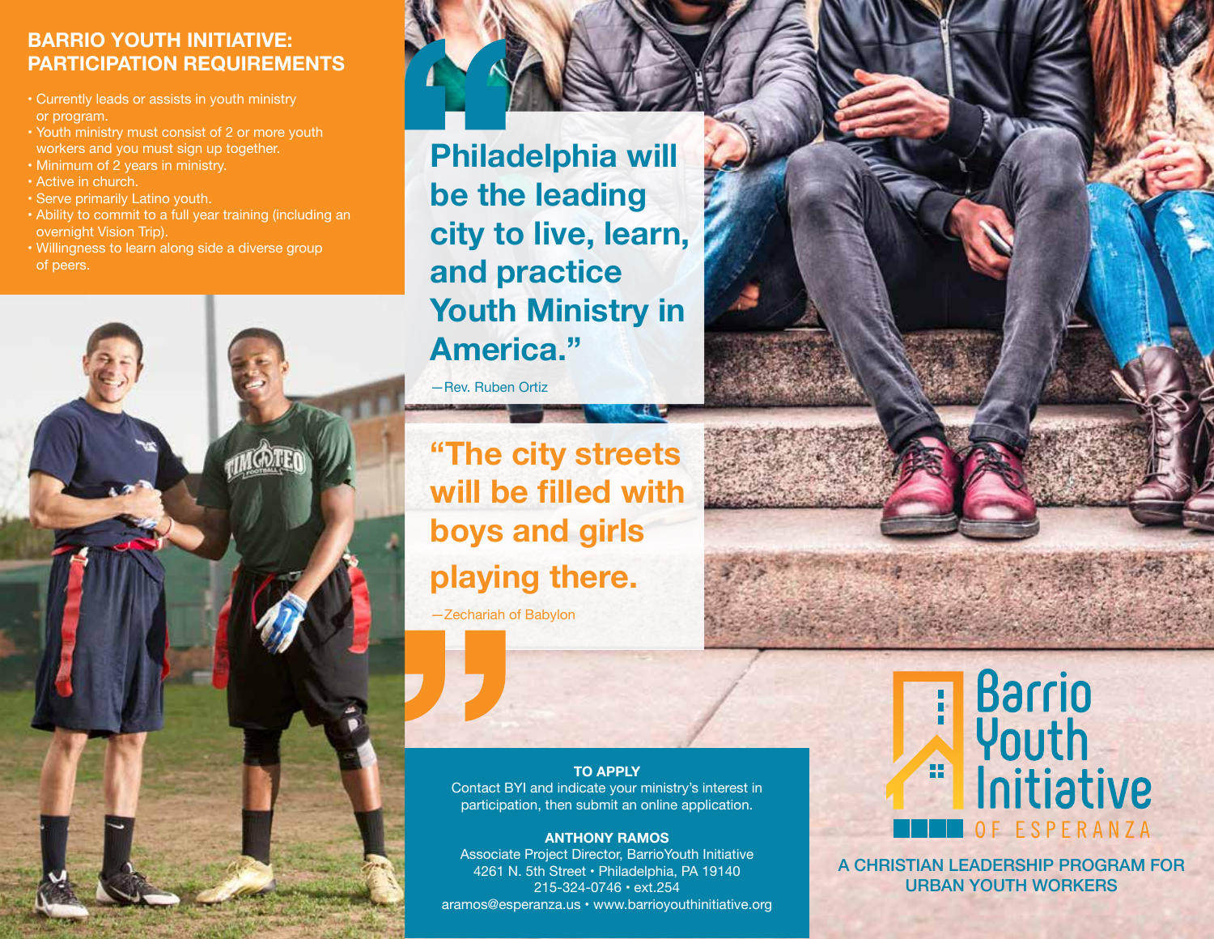## BARRIO YOUTH INITIATIVE: PARTICIPATION REQUIREMENTS

- Currently leads or assists in youth ministry or program.
- Youth ministry must consist of 2 or more youth workers and you must sign up together.
- Minimum of 2 years in ministry.
- Active in church.
- Serve primarily Latino youth.
- Ability to commit to a full year training (including an overnight Vision Trip).
- Willingness to learn along side a diverse group of peers.

**"Philadelphia will be the leading city to live, learn, and practice Youth Ministry in America."**

—Rev. Ruben Ortiz

**"The city streets will be filled with boys and girls playing there."**

—Zechariah of Babylon

**TO APPLY**

Contact BYI and indicate your ministry's interest in participation, then submit an online application.

**ANTHONY RAMOS**

Associate Project Director, BarrioYouth Initiative
4261 N. 5th Street • Philadelphia, PA 19140
215-324-0746 • ext.254
aramos@esperanza.us • www.barrioyouthinitiative.org

Barrio Youth Initiative OF ESPERANZA

A CHRISTIAN LEADERSHIP PROGRAM FOR URBAN YOUTH WORKERS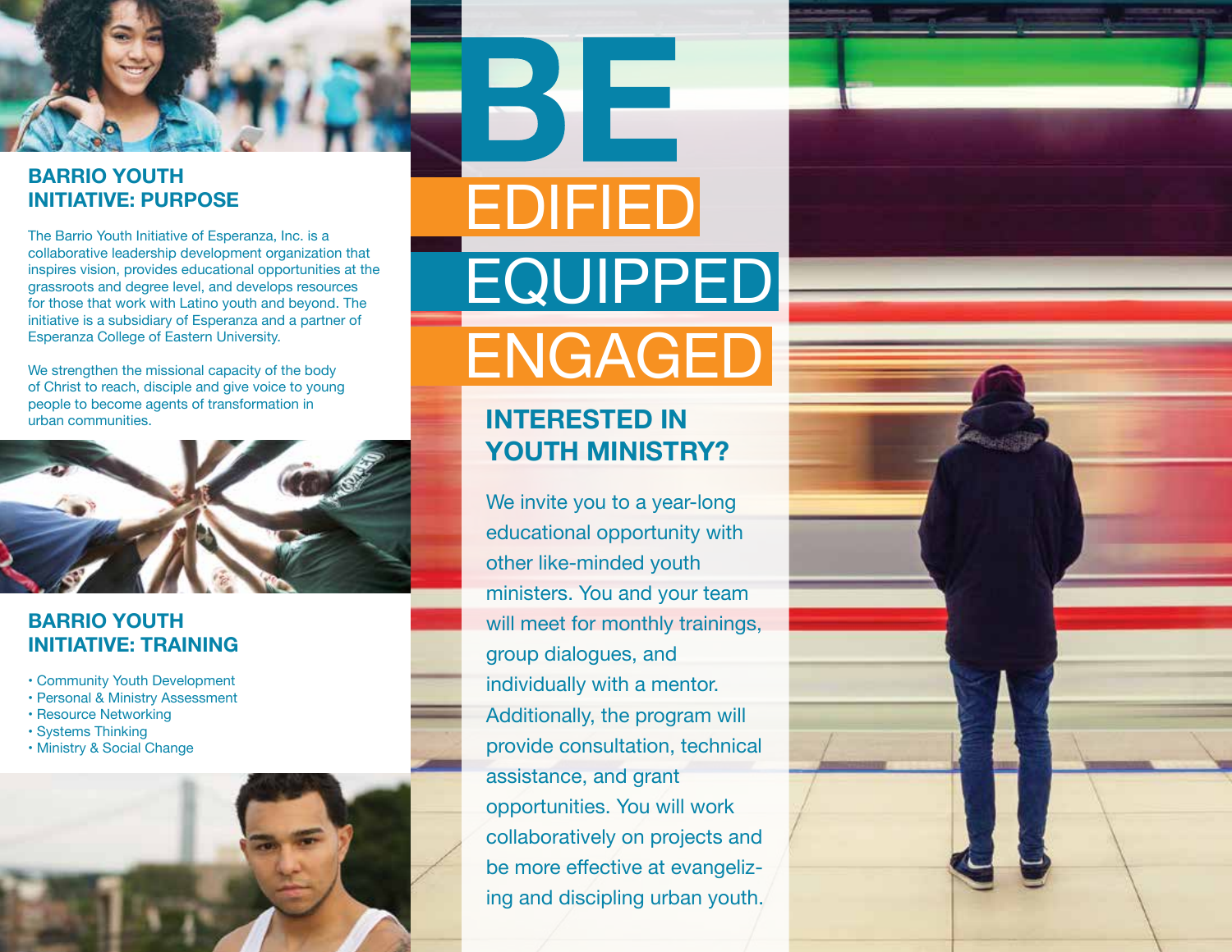## BARRIO YOUTH INITIATIVE: PURPOSE

The Barrio Youth Initiative of Esperanza, Inc. is a collaborative leadership development organization that inspires vision, provides educational opportunities at the grassroots and degree level, and develops resources for those that work with Latino youth and beyond. The initiative is a subsidiary of Esperanza and a partner of Esperanza College of Eastern University.

We strengthen the missional capacity of the body of Christ to reach, disciple and give voice to young people to become agents of transformation in urban communities.

## BARRIO YOUTH INITIATIVE: TRAINING

- Community Youth Development
- Personal & Ministry Assessment
- Resource Networking
- Systems Thinking
- Ministry & Social Change

# BE

# EDIFIED

# EQUIPPED

# ENGAGED

## INTERESTED IN YOUTH MINISTRY?

We invite you to a year-long educational opportunity with other like-minded youth ministers. You and your team will meet for monthly trainings, group dialogues, and individually with a mentor. Additionally, the program will provide consultation, technical assistance, and grant opportunities. You will work collaboratively on projects and be more effective at evangelizing and discipling urban youth.